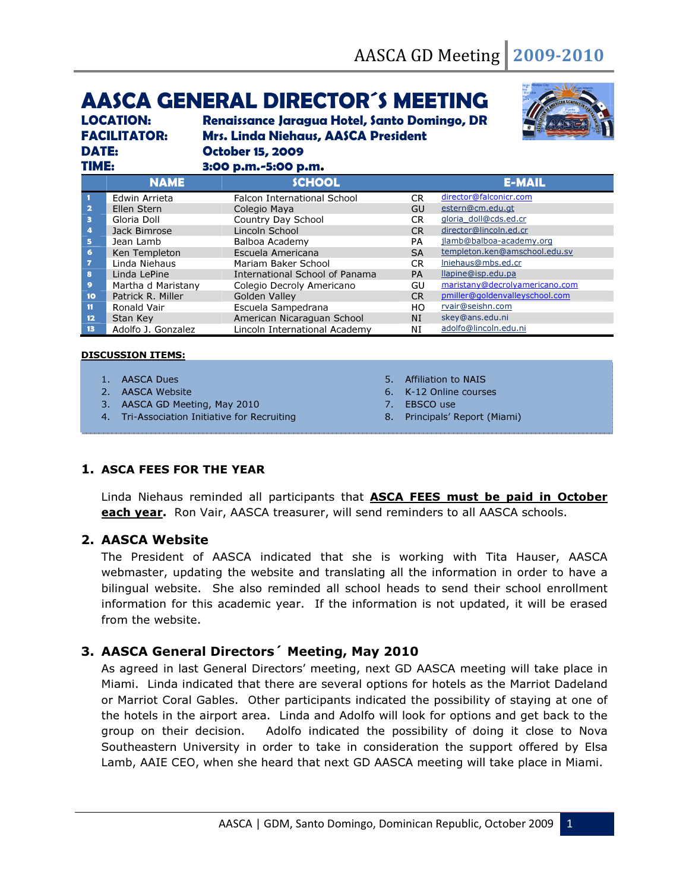# AASCA GENERAL DIRECTOR´S MEETING

**LOCATION:** Renaissance Jaragua Hotel, Santo Domingo, DR
**FACILITATOR:** Mrs. Linda Niehaus, AASCA President
**DATE:** October 15, 2009
**TIME:** 3:00 p.m.-5:00 p.m.

| | NAME | SCHOOL | | E-MAIL |
|---|---|---|---|---|
| 1 | Edwin Arrieta | Falcon International School | CR | director@falconicr.com |
| 2 | Ellen Stern | Colegio Maya | GU | estern@cm.edu.gt |
| 3 | Gloria Doll | Country Day School | CR | gloria_doll@cds.ed.cr |
| 4 | Jack Bimrose | Lincoln School | CR | director@lincoln.ed.cr |
| 5 | Jean Lamb | Balboa Academy | PA | jlamb@balboa-academy.org |
| 6 | Ken Templeton | Escuela Americana | SA | templeton.ken@amschool.edu.sv |
| 7 | Linda Niehaus | Mariam Baker School | CR | lniehaus@mbs.ed.cr |
| 8 | Linda LePine | International School of Panama | PA | llapine@isp.edu.pa |
| 9 | Martha d Maristany | Colegio Decroly Americano | GU | maristany@decrolyamericano.com |
| 10 | Patrick R. Miller | Golden Valley | CR | pmiller@goldenvalleyschool.com |
| 11 | Ronald Vair | Escuela Sampedrana | HO | rvair@seishn.com |
| 12 | Stan Key | American Nicaraguan School | NI | skey@ans.edu.ni |
| 13 | Adolfo J. Gonzalez | Lincoln International Academy | NI | adolfo@lincoln.edu.ni |

**DISCUSSION ITEMS:**

1. AASCA Dues
2. AASCA Website
3. AASCA GD Meeting, May 2010
4. Tri-Association Initiative for Recruiting
5. Affiliation to NAIS
6. K-12 Online courses
7. EBSCO use
8. Principals' Report (Miami)

## 1. ASCA FEES FOR THE YEAR

Linda Niehaus reminded all participants that **ASCA FEES must be paid in October each year.** Ron Vair, AASCA treasurer, will send reminders to all AASCA schools.

## 2. AASCA Website

The President of AASCA indicated that she is working with Tita Hauser, AASCA webmaster, updating the website and translating all the information in order to have a bilingual website. She also reminded all school heads to send their school enrollment information for this academic year. If the information is not updated, it will be erased from the website.

## 3. AASCA General Directors´ Meeting, May 2010

As agreed in last General Directors' meeting, next GD AASCA meeting will take place in Miami. Linda indicated that there are several options for hotels as the Marriot Dadeland or Marriot Coral Gables. Other participants indicated the possibility of staying at one of the hotels in the airport area. Linda and Adolfo will look for options and get back to the group on their decision. Adolfo indicated the possibility of doing it close to Nova Southeastern University in order to take in consideration the support offered by Elsa Lamb, AAIE CEO, when she heard that next GD AASCA meeting will take place in Miami.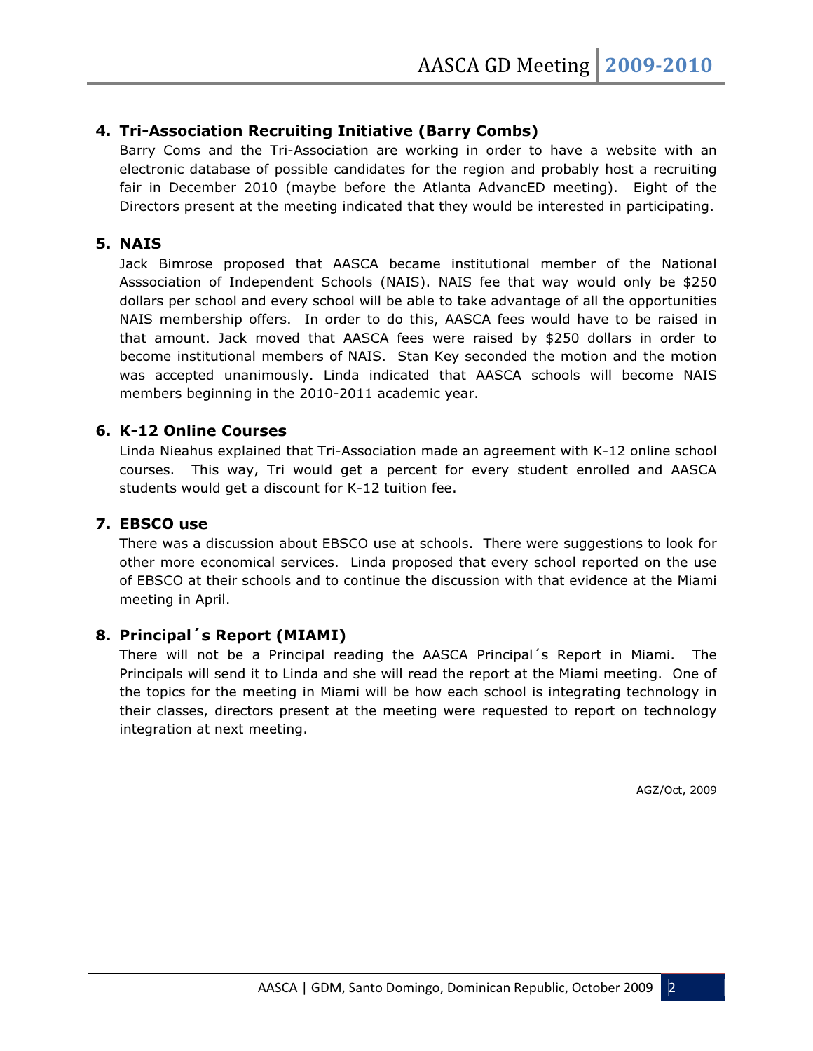### 4. Tri-Association Recruiting Initiative (Barry Combs)

Barry Coms and the Tri-Association are working in order to have a website with an electronic database of possible candidates for the region and probably host a recruiting fair in December 2010 (maybe before the Atlanta AdvancED meeting). Eight of the Directors present at the meeting indicated that they would be interested in participating.

### 5. NAIS

Jack Bimrose proposed that AASCA became institutional member of the National Asssociation of Independent Schools (NAIS). NAIS fee that way would only be $250 dollars per school and every school will be able to take advantage of all the opportunities NAIS membership offers. In order to do this, AASCA fees would have to be raised in that amount. Jack moved that AASCA fees were raised by $250 dollars in order to become institutional members of NAIS. Stan Key seconded the motion and the motion was accepted unanimously. Linda indicated that AASCA schools will become NAIS members beginning in the 2010-2011 academic year.

### 6. K-12 Online Courses

Linda Nieahus explained that Tri-Association made an agreement with K-12 online school courses. This way, Tri would get a percent for every student enrolled and AASCA students would get a discount for K-12 tuition fee.

### 7. EBSCO use

There was a discussion about EBSCO use at schools. There were suggestions to look for other more economical services. Linda proposed that every school reported on the use of EBSCO at their schools and to continue the discussion with that evidence at the Miami meeting in April.

### 8. Principal´s Report (MIAMI)

There will not be a Principal reading the AASCA Principal´s Report in Miami. The Principals will send it to Linda and she will read the report at the Miami meeting. One of the topics for the meeting in Miami will be how each school is integrating technology in their classes, directors present at the meeting were requested to report on technology integration at next meeting.

AGZ/Oct, 2009